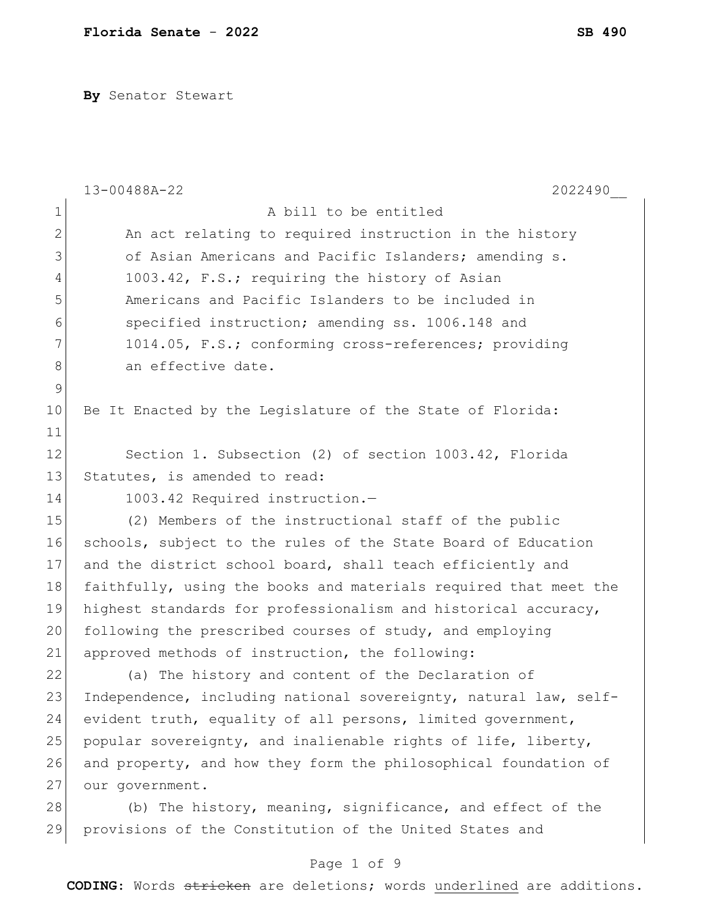**By** Senator Stewart

13-00488A-22 2022490__

A bill to be entitled

An act relating to required instruction in the history of Asian Americans and Pacific Islanders; amending s. 1003.42, F.S.; requiring the history of Asian Americans and Pacific Islanders to be included in specified instruction; amending ss. 1006.148 and 1014.05, F.S.; conforming cross-references; providing an effective date.

Be It Enacted by the Legislature of the State of Florida:

Section 1. Subsection (2) of section 1003.42, Florida Statutes, is amended to read:

1003.42 Required instruction.—

(2) Members of the instructional staff of the public schools, subject to the rules of the State Board of Education and the district school board, shall teach efficiently and faithfully, using the books and materials required that meet the highest standards for professionalism and historical accuracy, following the prescribed courses of study, and employing approved methods of instruction, the following:

(a) The history and content of the Declaration of Independence, including national sovereignty, natural law, self-evident truth, equality of all persons, limited government, popular sovereignty, and inalienable rights of life, liberty, and property, and how they form the philosophical foundation of our government.

(b) The history, meaning, significance, and effect of the provisions of the Constitution of the United States and

**CODING:** Words ~~stricken~~ are deletions; words underlined are additions.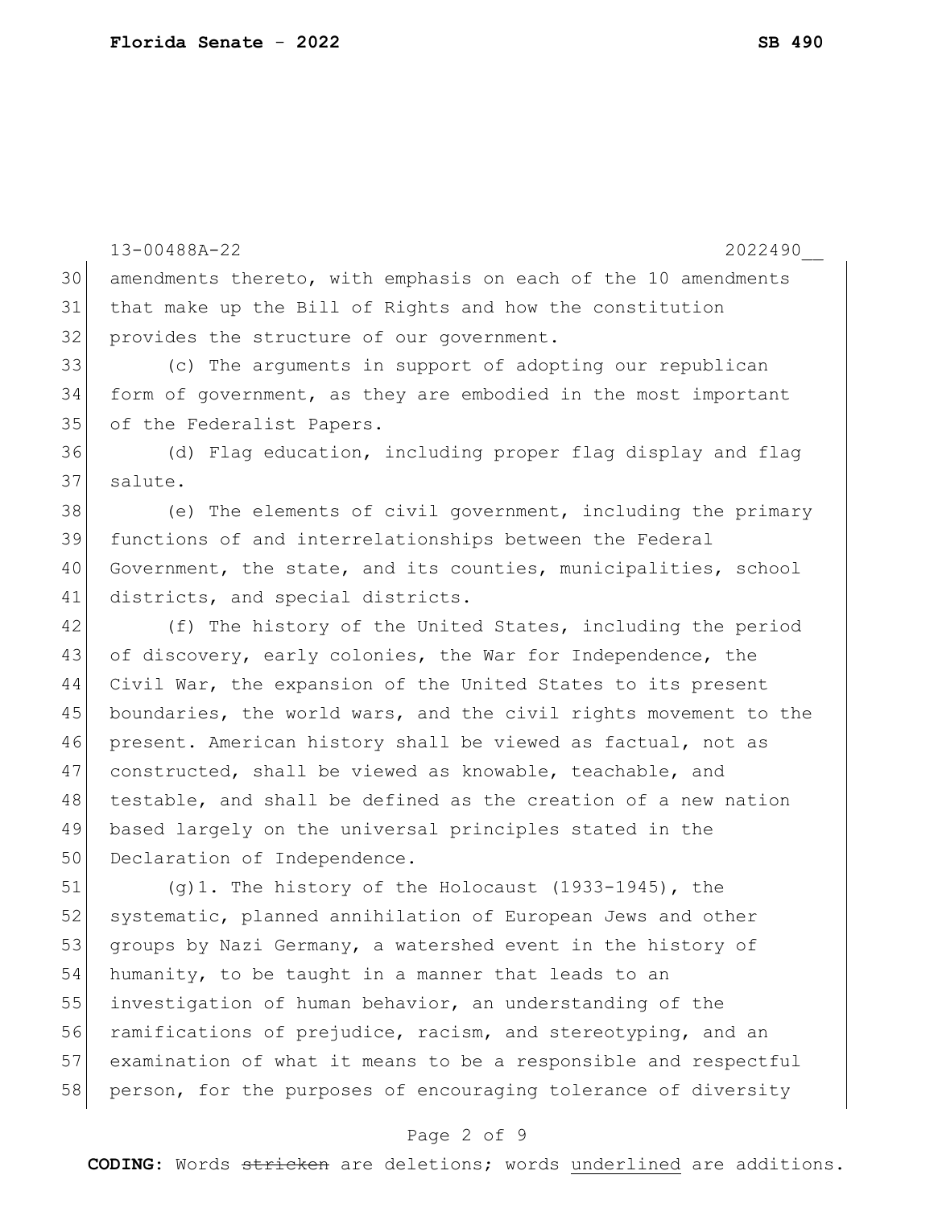amendments thereto, with emphasis on each of the 10 amendments that make up the Bill of Rights and how the constitution provides the structure of our government.

(c) The arguments in support of adopting our republican form of government, as they are embodied in the most important of the Federalist Papers.

(d) Flag education, including proper flag display and flag salute.

(e) The elements of civil government, including the primary functions of and interrelationships between the Federal Government, the state, and its counties, municipalities, school districts, and special districts.

(f) The history of the United States, including the period of discovery, early colonies, the War for Independence, the Civil War, the expansion of the United States to its present boundaries, the world wars, and the civil rights movement to the present. American history shall be viewed as factual, not as constructed, shall be viewed as knowable, teachable, and testable, and shall be defined as the creation of a new nation based largely on the universal principles stated in the Declaration of Independence.

(g)1. The history of the Holocaust (1933-1945), the systematic, planned annihilation of European Jews and other groups by Nazi Germany, a watershed event in the history of humanity, to be taught in a manner that leads to an investigation of human behavior, an understanding of the ramifications of prejudice, racism, and stereotyping, and an examination of what it means to be a responsible and respectful person, for the purposes of encouraging tolerance of diversity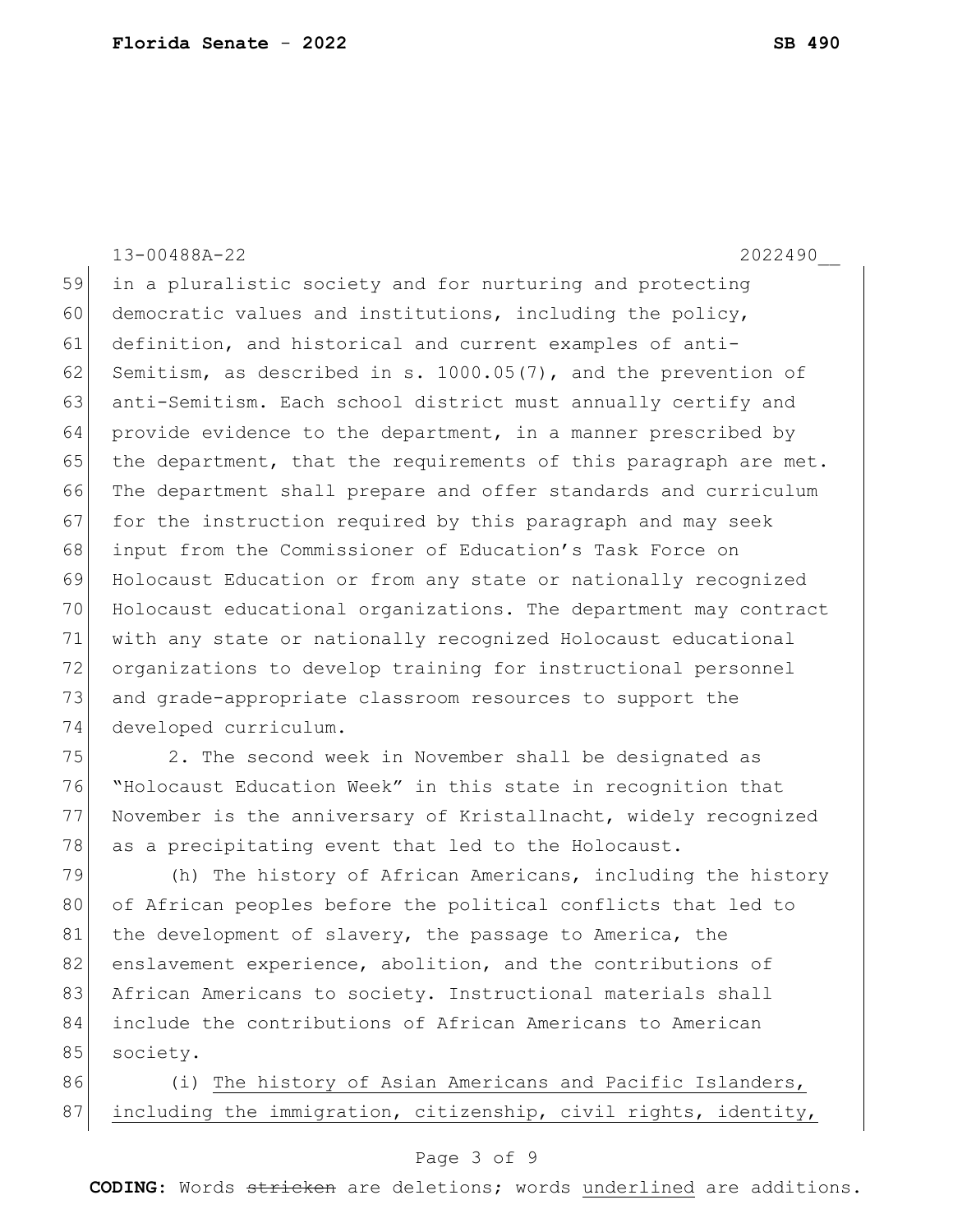in a pluralistic society and for nurturing and protecting democratic values and institutions, including the policy, definition, and historical and current examples of anti-Semitism, as described in s. 1000.05(7), and the prevention of anti-Semitism. Each school district must annually certify and provide evidence to the department, in a manner prescribed by the department, that the requirements of this paragraph are met. The department shall prepare and offer standards and curriculum for the instruction required by this paragraph and may seek input from the Commissioner of Education's Task Force on Holocaust Education or from any state or nationally recognized Holocaust educational organizations. The department may contract with any state or nationally recognized Holocaust educational organizations to develop training for instructional personnel and grade-appropriate classroom resources to support the developed curriculum.

2. The second week in November shall be designated as "Holocaust Education Week" in this state in recognition that November is the anniversary of Kristallnacht, widely recognized as a precipitating event that led to the Holocaust.

(h) The history of African Americans, including the history of African peoples before the political conflicts that led to the development of slavery, the passage to America, the enslavement experience, abolition, and the contributions of African Americans to society. Instructional materials shall include the contributions of African Americans to American society.

(i) <u>The history of Asian Americans and Pacific Islanders, including the immigration, citizenship, civil rights, identity,</u>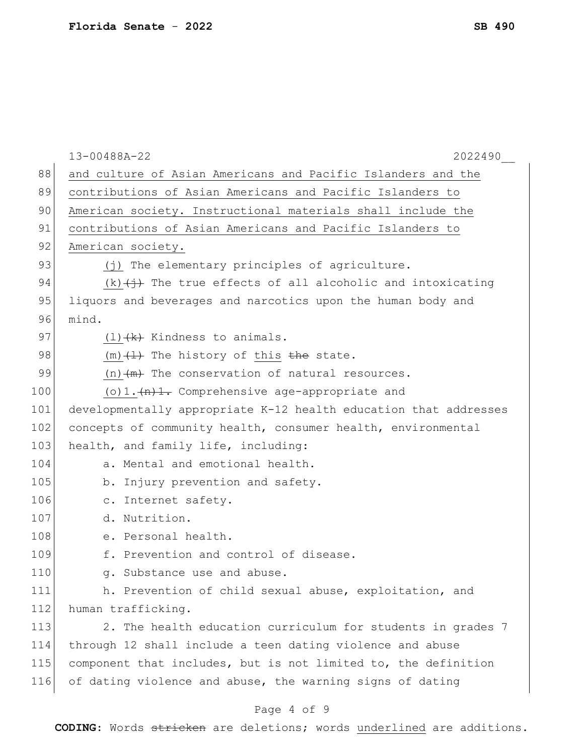13-00488A-22 2022490__

88 and culture of Asian Americans and Pacific Islanders and the
89 contributions of Asian Americans and Pacific Islanders to
90 American society. Instructional materials shall include the
91 contributions of Asian Americans and Pacific Islanders to
92 American society.

93 (j) The elementary principles of agriculture.

94 (k)~~(j)~~ The true effects of all alcoholic and intoxicating
95 liquors and beverages and narcotics upon the human body and
96 mind.

97 (l)~~(k)~~ Kindness to animals.

98 (m)~~(l)~~ The history of this ~~the~~ state.

99 (n)~~(m)~~ The conservation of natural resources.

100 (o)1.~~(n)1.~~ Comprehensive age-appropriate and
101 developmentally appropriate K-12 health education that addresses
102 concepts of community health, consumer health, environmental
103 health, and family life, including:

104 a. Mental and emotional health.

105 b. Injury prevention and safety.

106 c. Internet safety.

107 d. Nutrition.

108 e. Personal health.

109 f. Prevention and control of disease.

110 g. Substance use and abuse.

111 h. Prevention of child sexual abuse, exploitation, and
112 human trafficking.

113 2. The health education curriculum for students in grades 7
114 through 12 shall include a teen dating violence and abuse
115 component that includes, but is not limited to, the definition
116 of dating violence and abuse, the warning signs of dating

**CODING:** Words ~~stricken~~ are deletions; words underlined are additions.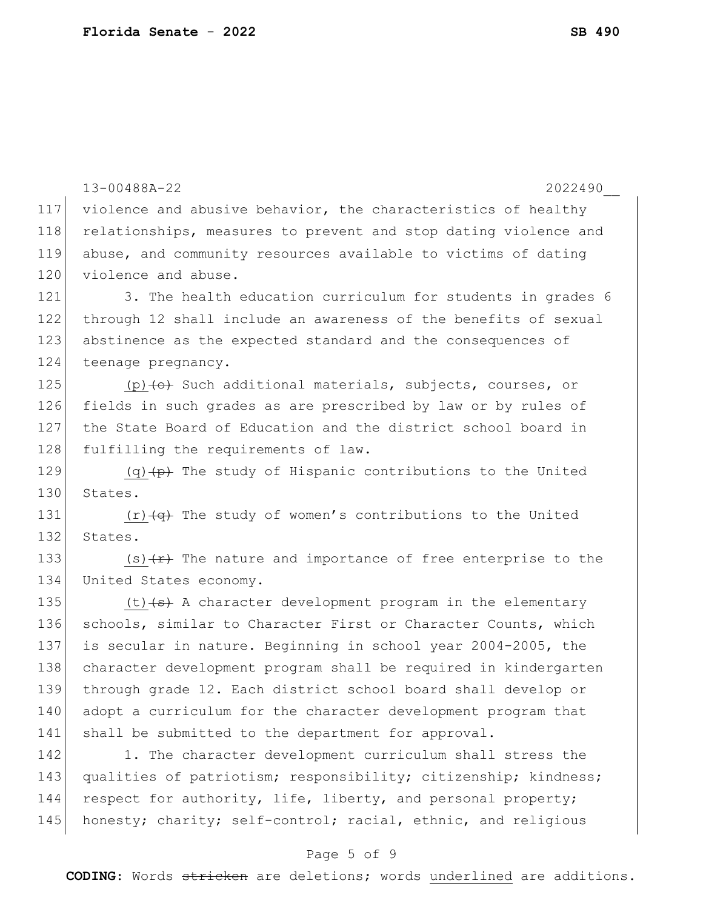13-00488A-22 2022490__

117 violence and abusive behavior, the characteristics of healthy
118 relationships, measures to prevent and stop dating violence and
119 abuse, and community resources available to victims of dating
120 violence and abuse.

121 3. The health education curriculum for students in grades 6
122 through 12 shall include an awareness of the benefits of sexual
123 abstinence as the expected standard and the consequences of
124 teenage pregnancy.

125 <u>(p)</u> ~~(o)~~ Such additional materials, subjects, courses, or
126 fields in such grades as are prescribed by law or by rules of
127 the State Board of Education and the district school board in
128 fulfilling the requirements of law.

129 <u>(q)</u> ~~(p)~~ The study of Hispanic contributions to the United
130 States.

131 <u>(r)</u> ~~(q)~~ The study of women's contributions to the United
132 States.

133 <u>(s)</u> ~~(r)~~ The nature and importance of free enterprise to the
134 United States economy.

135 <u>(t)</u> ~~(s)~~ A character development program in the elementary
136 schools, similar to Character First or Character Counts, which
137 is secular in nature. Beginning in school year 2004-2005, the
138 character development program shall be required in kindergarten
139 through grade 12. Each district school board shall develop or
140 adopt a curriculum for the character development program that
141 shall be submitted to the department for approval.

142 1. The character development curriculum shall stress the
143 qualities of patriotism; responsibility; citizenship; kindness;
144 respect for authority, life, liberty, and personal property;
145 honesty; charity; self-control; racial, ethnic, and religious

**CODING:** Words ~~stricken~~ are deletions; words <u>underlined</u> are additions.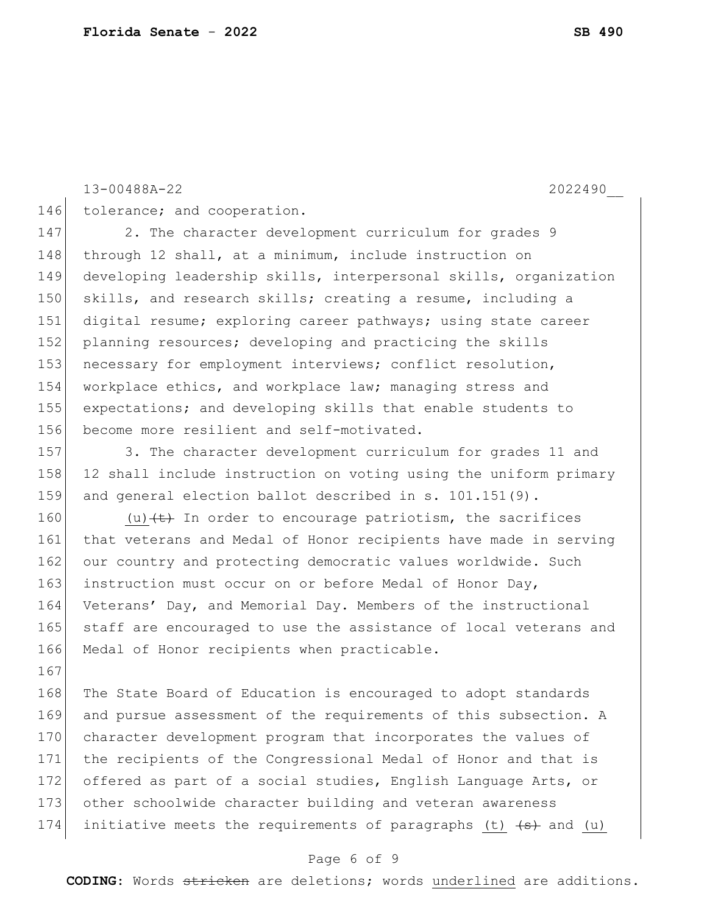tolerance; and cooperation.

2. The character development curriculum for grades 9 through 12 shall, at a minimum, include instruction on developing leadership skills, interpersonal skills, organization skills, and research skills; creating a resume, including a digital resume; exploring career pathways; using state career planning resources; developing and practicing the skills necessary for employment interviews; conflict resolution, workplace ethics, and workplace law; managing stress and expectations; and developing skills that enable students to become more resilient and self-motivated.

3. The character development curriculum for grades 11 and 12 shall include instruction on voting using the uniform primary and general election ballot described in s. 101.151(9).

<u>(u)</u> ~~(t)~~ In order to encourage patriotism, the sacrifices that veterans and Medal of Honor recipients have made in serving our country and protecting democratic values worldwide. Such instruction must occur on or before Medal of Honor Day, Veterans' Day, and Memorial Day. Members of the instructional staff are encouraged to use the assistance of local veterans and Medal of Honor recipients when practicable.

The State Board of Education is encouraged to adopt standards and pursue assessment of the requirements of this subsection. A character development program that incorporates the values of the recipients of the Congressional Medal of Honor and that is offered as part of a social studies, English Language Arts, or other schoolwide character building and veteran awareness initiative meets the requirements of paragraphs <u>(t)</u> ~~(s)~~ and <u>(u)</u>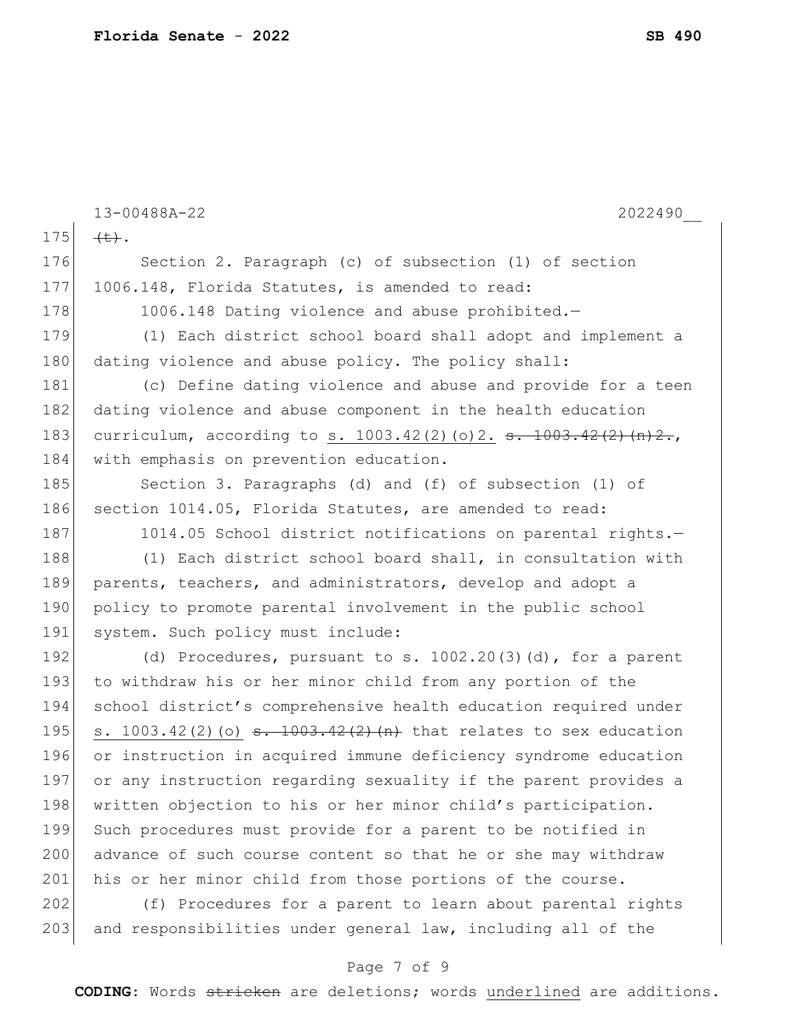13-00488A-22 2022490__

175 ~~(t)~~.

176 Section 2. Paragraph (c) of subsection (1) of section
177 1006.148, Florida Statutes, is amended to read:

178 1006.148 Dating violence and abuse prohibited.—

179 (1) Each district school board shall adopt and implement a
180 dating violence and abuse policy. The policy shall:

181 (c) Define dating violence and abuse and provide for a teen
182 dating violence and abuse component in the health education
183 curriculum, according to <u>s. 1003.42(2)(o)2.</u> ~~s. 1003.42(2)(n)2.~~,
184 with emphasis on prevention education.

185 Section 3. Paragraphs (d) and (f) of subsection (1) of
186 section 1014.05, Florida Statutes, are amended to read:

187 1014.05 School district notifications on parental rights.—

188 (1) Each district school board shall, in consultation with
189 parents, teachers, and administrators, develop and adopt a
190 policy to promote parental involvement in the public school
191 system. Such policy must include:

192 (d) Procedures, pursuant to s. 1002.20(3)(d), for a parent
193 to withdraw his or her minor child from any portion of the
194 school district's comprehensive health education required under
195 <u>s. 1003.42(2)(o)</u> ~~s. 1003.42(2)(n)~~ that relates to sex education
196 or instruction in acquired immune deficiency syndrome education
197 or any instruction regarding sexuality if the parent provides a
198 written objection to his or her minor child's participation.
199 Such procedures must provide for a parent to be notified in
200 advance of such course content so that he or she may withdraw
201 his or her minor child from those portions of the course.

202 (f) Procedures for a parent to learn about parental rights
203 and responsibilities under general law, including all of the

**CODING:** Words ~~stricken~~ are deletions; words <u>underlined</u> are additions.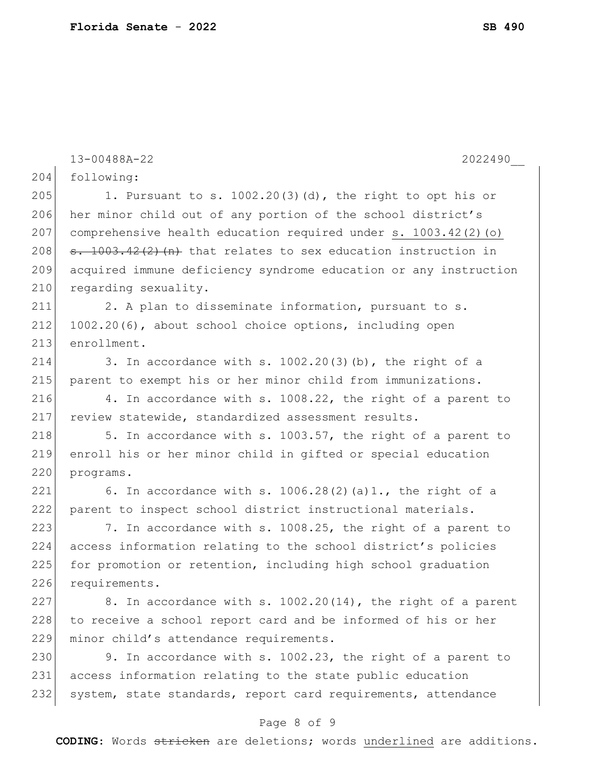following:

1. Pursuant to s. 1002.20(3)(d), the right to opt his or her minor child out of any portion of the school district's comprehensive health education required under <u>s. 1003.42(2)(o)</u> ~~s. 1003.42(2)(n)~~ that relates to sex education instruction in acquired immune deficiency syndrome education or any instruction regarding sexuality.

2. A plan to disseminate information, pursuant to s. 1002.20(6), about school choice options, including open enrollment.

3. In accordance with s. 1002.20(3)(b), the right of a parent to exempt his or her minor child from immunizations.

4. In accordance with s. 1008.22, the right of a parent to review statewide, standardized assessment results.

5. In accordance with s. 1003.57, the right of a parent to enroll his or her minor child in gifted or special education programs.

6. In accordance with s. 1006.28(2)(a)1., the right of a parent to inspect school district instructional materials.

7. In accordance with s. 1008.25, the right of a parent to access information relating to the school district's policies for promotion or retention, including high school graduation requirements.

8. In accordance with s. 1002.20(14), the right of a parent to receive a school report card and be informed of his or her minor child's attendance requirements.

9. In accordance with s. 1002.23, the right of a parent to access information relating to the state public education system, state standards, report card requirements, attendance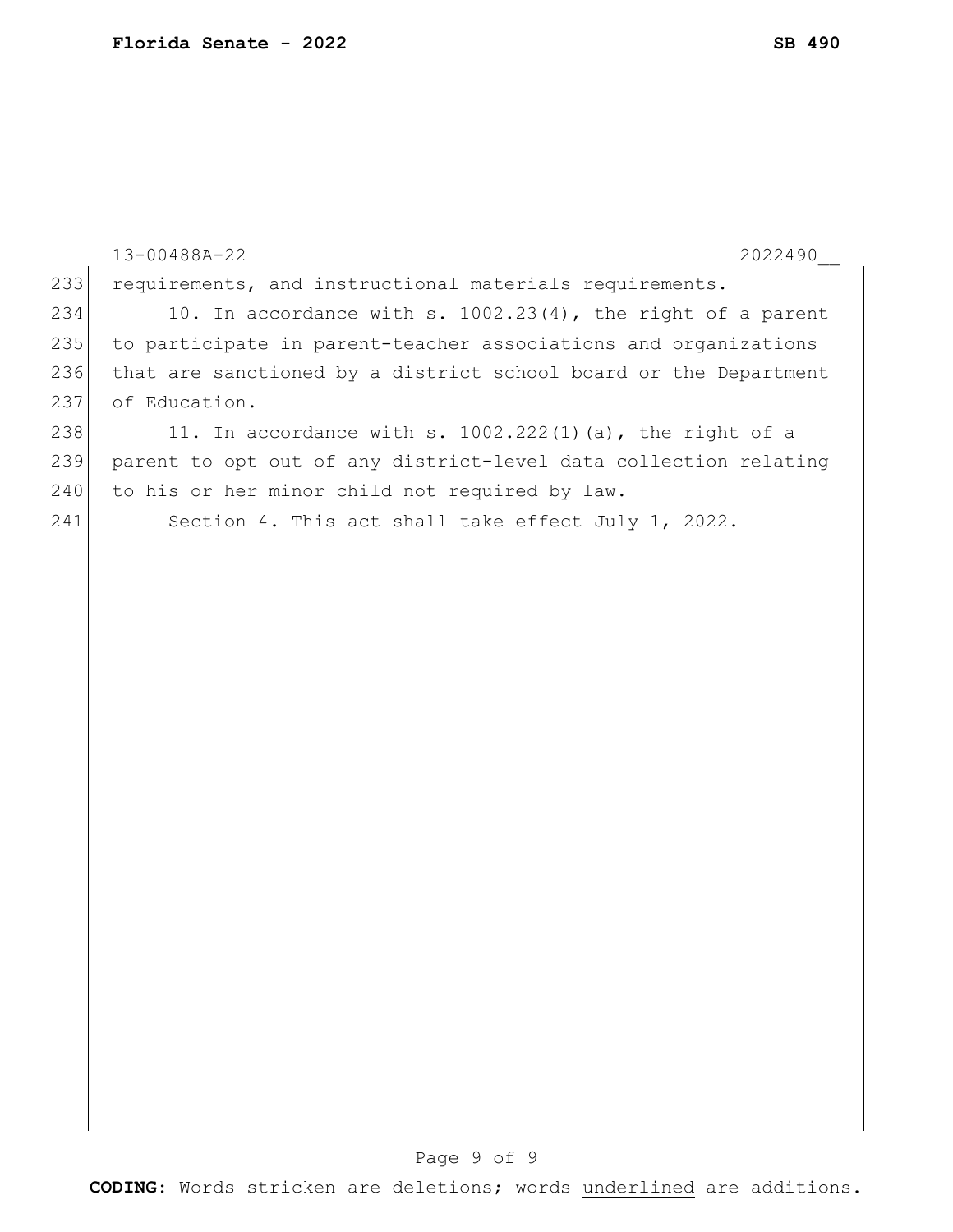13-00488A-22 2022490__

233 requirements, and instructional materials requirements.

234 10. In accordance with s. 1002.23(4), the right of a parent
235 to participate in parent-teacher associations and organizations
236 that are sanctioned by a district school board or the Department
237 of Education.

238 11. In accordance with s. 1002.222(1)(a), the right of a
239 parent to opt out of any district-level data collection relating
240 to his or her minor child not required by law.

241 Section 4. This act shall take effect July 1, 2022.

**CODING:** Words ~~stricken~~ are deletions; words <u>underlined</u> are additions.